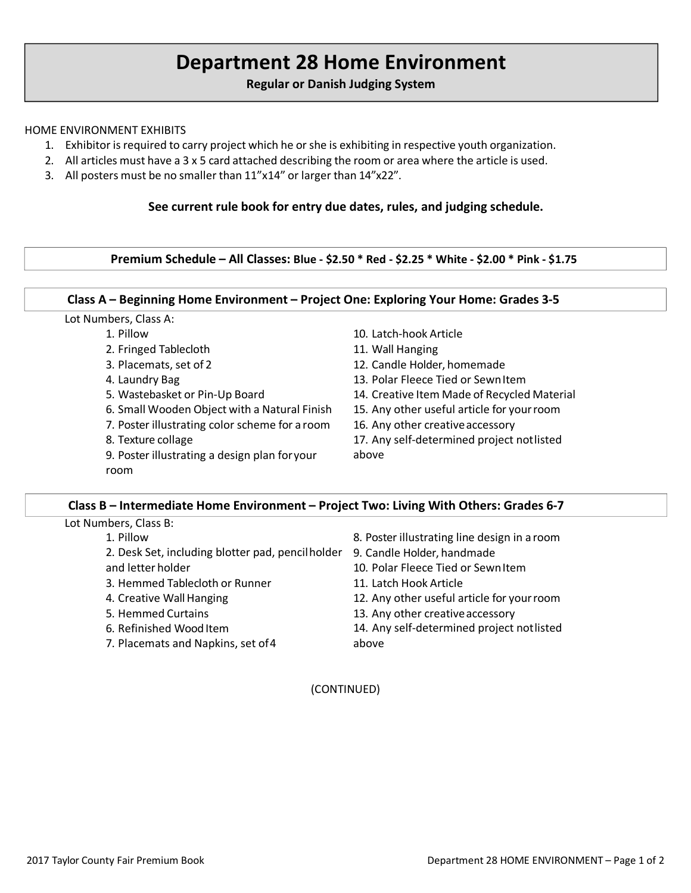# Department 28 Home Environment

**Regular or Danish Judging System**

HOME ENVIRONMENT EXHIBITS

1. Exhibitor is required to carry project which he or she is exhibiting in respective youth organization.
2. All articles must have a 3 x 5 card attached describing the room or area where the article is used.
3. All posters must be no smaller than 11”x14” or larger than 14”x22”.

**See current rule book for entry due dates, rules, and judging schedule.**

**Premium Schedule – All Classes: Blue - $2.50 * Red - $2.25 * White - $2.00 * Pink - $1.75**

## Class A – Beginning Home Environment – Project One: Exploring Your Home: Grades 3-5

Lot Numbers, Class A:

1. Pillow
2. Fringed Tablecloth
3. Placemats, set of 2
4. Laundry Bag
5. Wastebasket or Pin-Up Board
6. Small Wooden Object with a Natural Finish
7. Poster illustrating color scheme for a room
8. Texture collage
9. Poster illustrating a design plan for your room
10. Latch-hook Article
11. Wall Hanging
12. Candle Holder, homemade
13. Polar Fleece Tied or Sewn Item
14. Creative Item Made of Recycled Material
15. Any other useful article for your room
16. Any other creative accessory
17. Any self-determined project not listed above

## Class B – Intermediate Home Environment – Project Two: Living With Others: Grades 6-7

Lot Numbers, Class B:

1. Pillow
2. Desk Set, including blotter pad, pencil holder and letter holder
3. Hemmed Tablecloth or Runner
4. Creative Wall Hanging
5. Hemmed Curtains
6. Refinished Wood Item
7. Placemats and Napkins, set of 4
8. Poster illustrating line design in a room
9. Candle Holder, handmade
10. Polar Fleece Tied or Sewn Item
11. Latch Hook Article
12. Any other useful article for your room
13. Any other creative accessory
14. Any self-determined project not listed above

(CONTINUED)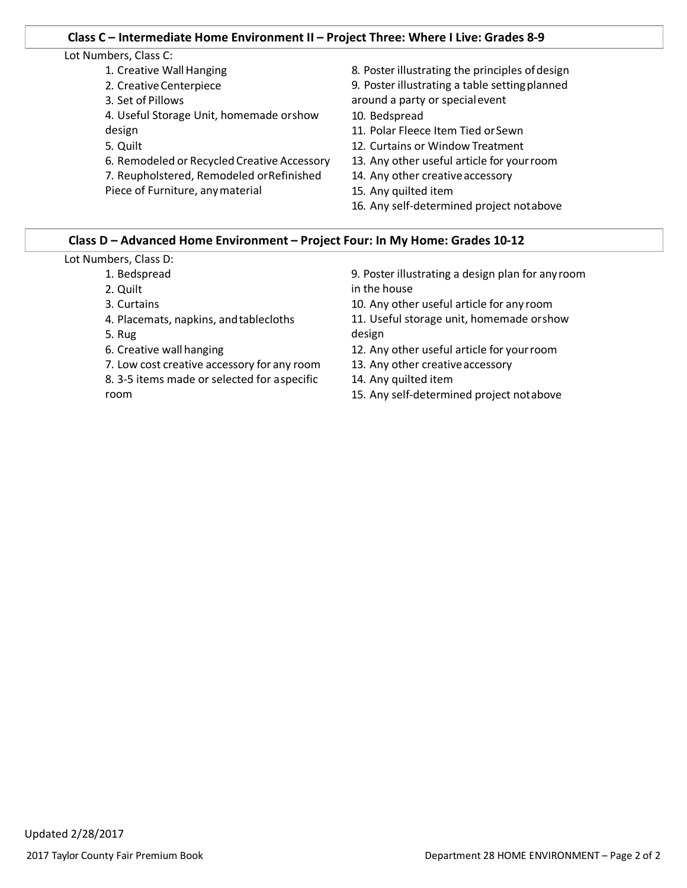## Class C – Intermediate Home Environment II – Project Three: Where I Live: Grades 8-9

Lot Numbers, Class C:

1. Creative Wall Hanging
2. Creative Centerpiece
3. Set of Pillows
4. Useful Storage Unit, homemade or show design
5. Quilt
6. Remodeled or Recycled Creative Accessory
7. Reupholstered, Remodeled or Refinished Piece of Furniture, any material
8. Poster illustrating the principles of design
9. Poster illustrating a table setting planned around a party or special event
10. Bedspread
11. Polar Fleece Item Tied or Sewn
12. Curtains or Window Treatment
13. Any other useful article for your room
14. Any other creative accessory
15. Any quilted item
16. Any self-determined project not above

## Class D – Advanced Home Environment – Project Four: In My Home: Grades 10-12

Lot Numbers, Class D:

1. Bedspread
2. Quilt
3. Curtains
4. Placemats, napkins, and tablecloths
5. Rug
6. Creative wall hanging
7. Low cost creative accessory for any room
8. 3-5 items made or selected for a specific room
9. Poster illustrating a design plan for any room in the house
10. Any other useful article for any room
11. Useful storage unit, homemade or show design
12. Any other useful article for your room
13. Any other creative accessory
14. Any quilted item
15. Any self-determined project not above

Updated 2/28/2017